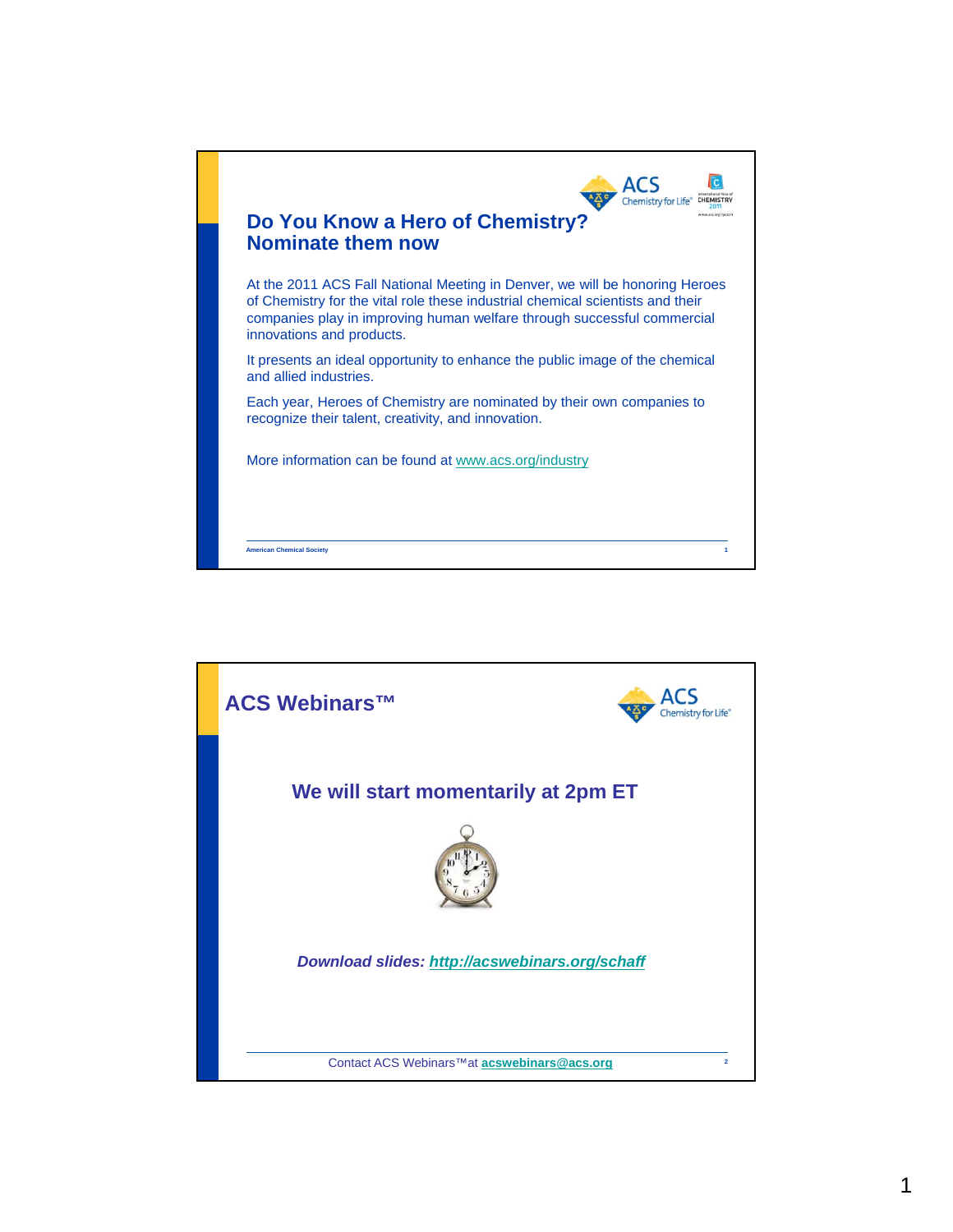## Do You Know a Hero of Chemistry? Nominate them now

At the 2011 ACS Fall National Meeting in Denver, we will be honoring Heroes of Chemistry for the vital role these industrial chemical scientists and their companies play in improving human welfare through successful commercial innovations and products.

It presents an ideal opportunity to enhance the public image of the chemical and allied industries.

Each year, Heroes of Chemistry are nominated by their own companies to recognize their talent, creativity, and innovation.

More information can be found at www.acs.org/industry

American Chemical Society

## ACS Webinars™

### We will start momentarily at 2pm ET

***Download slides: http://acswebinars.org/schaff***

Contact ACS Webinars™ at **acswebinars@acs.org**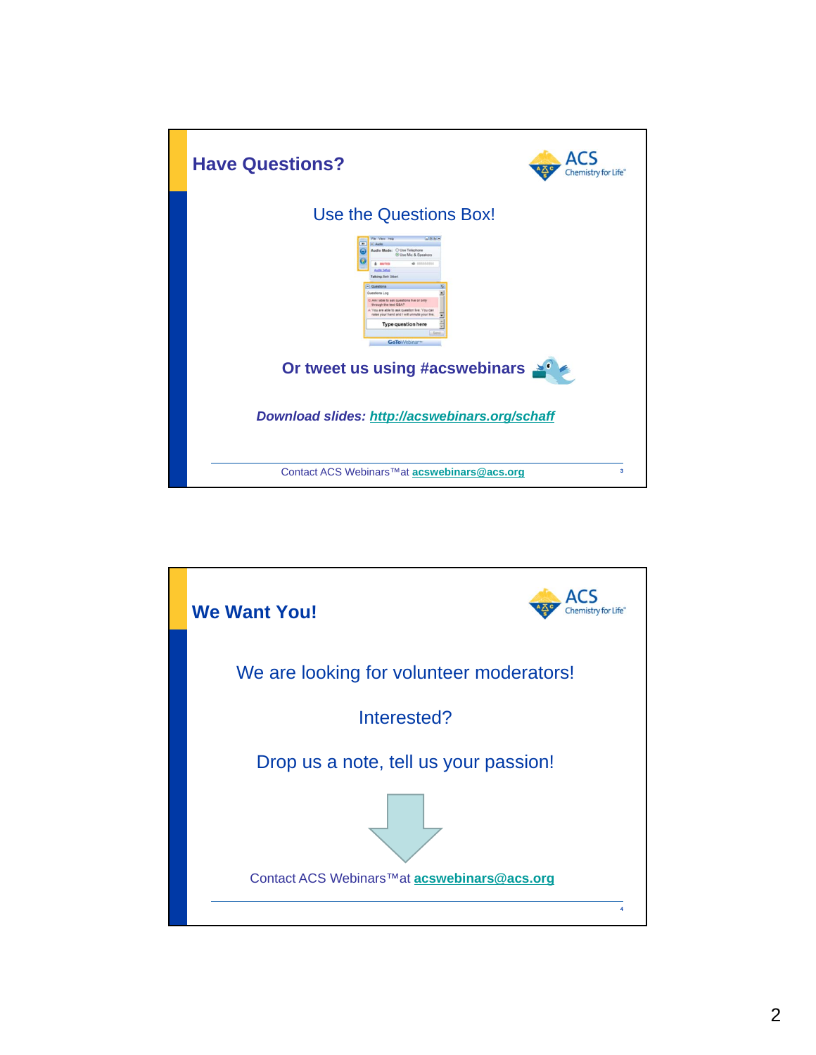## Have Questions?

Use the Questions Box!

Or tweet us using #acswebinars

***Download slides: http://acswebinars.org/schaff***

Contact ACS Webinars™at acswebinars@acs.org

## We Want You!

We are looking for volunteer moderators!

Interested?

Drop us a note, tell us your passion!

Contact ACS Webinars™at acswebinars@acs.org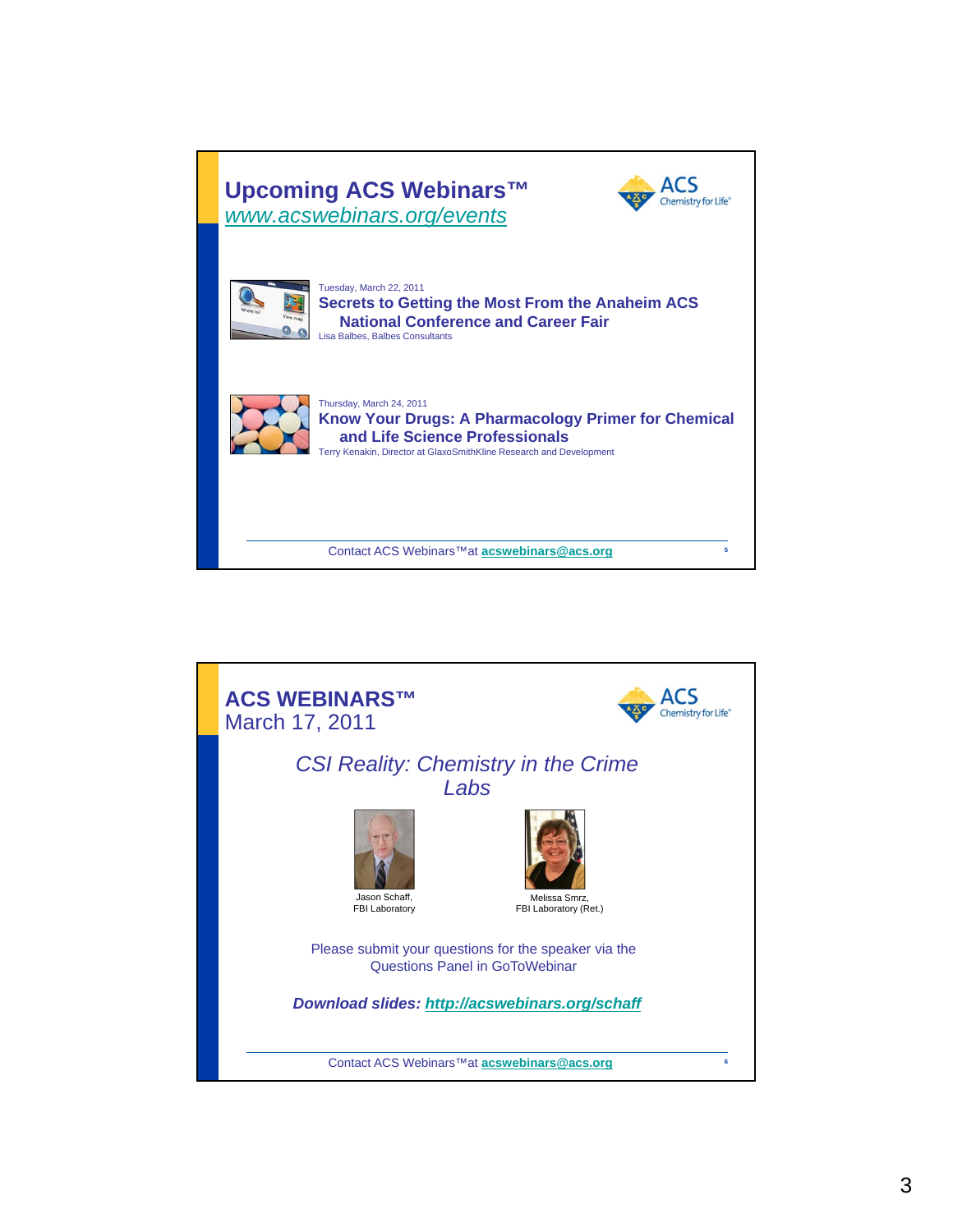## Upcoming ACS Webinars™

www.acswebinars.org/events

Tuesday, March 22, 2011

**Secrets to Getting the Most From the Anaheim ACS National Conference and Career Fair**

Lisa Balbes, Balbes Consultants

Thursday, March 24, 2011

**Know Your Drugs: A Pharmacology Primer for Chemical and Life Science Professionals**

Terry Kenakin, Director at GlaxoSmithKline Research and Development

Contact ACS Webinars™ at **acswebinars@acs.org**

## ACS WEBINARS™

March 17, 2011

*CSI Reality: Chemistry in the Crime Labs*

Jason Schaff, FBI Laboratory

Melissa Smrz, FBI Laboratory (Ret.)

Please submit your questions for the speaker via the Questions Panel in GoToWebinar

***Download slides: http://acswebinars.org/schaff***

Contact ACS Webinars™ at **acswebinars@acs.org**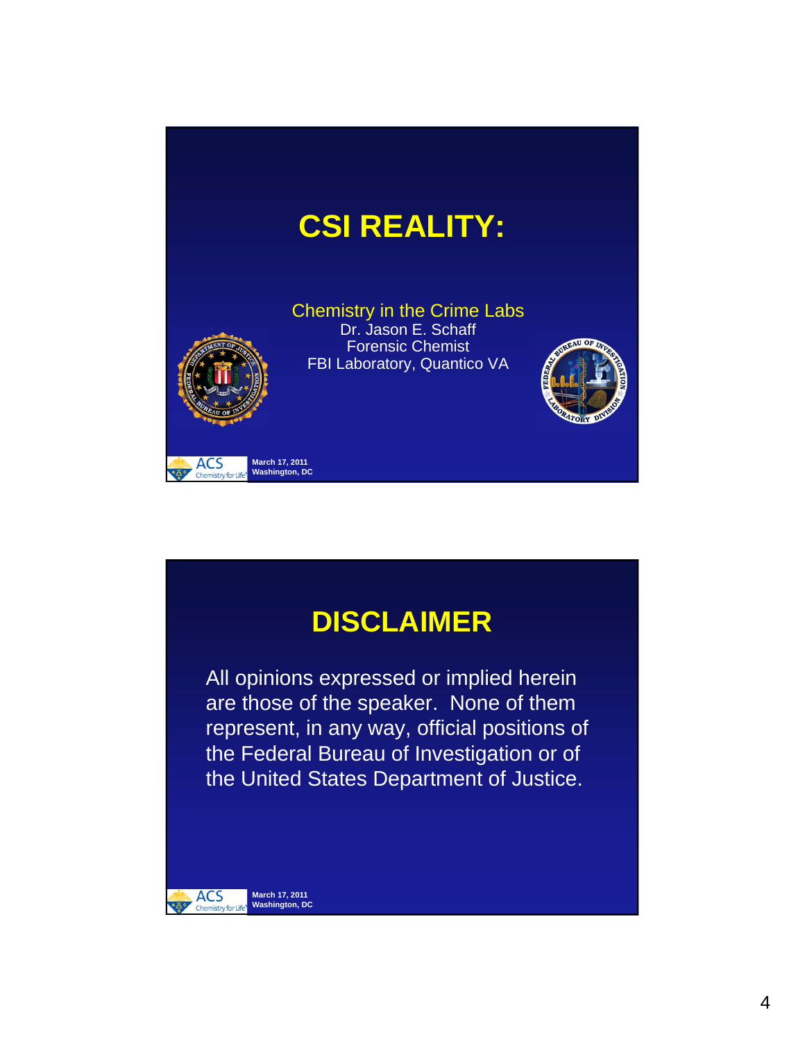# CSI REALITY:

Chemistry in the Crime Labs
Dr. Jason E. Schaff
Forensic Chemist
FBI Laboratory, Quantico VA

March 17, 2011
Washington, DC

# DISCLAIMER

All opinions expressed or implied herein are those of the speaker. None of them represent, in any way, official positions of the Federal Bureau of Investigation or of the United States Department of Justice.

March 17, 2011
Washington, DC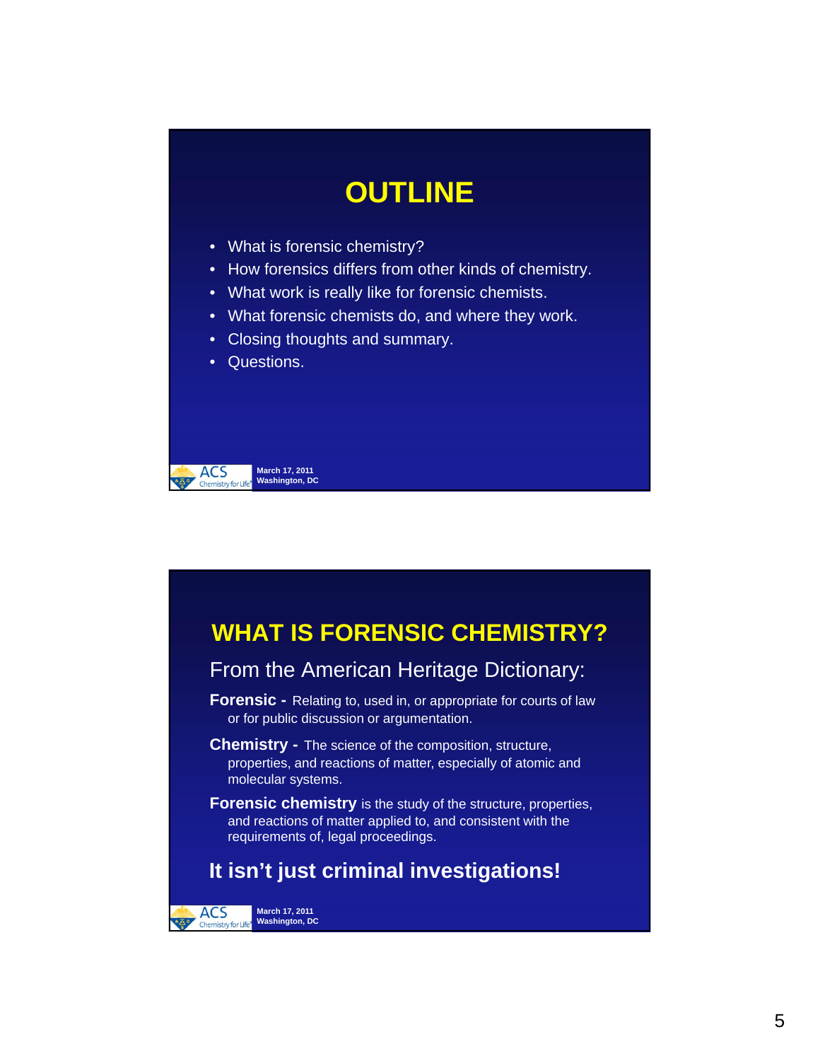# OUTLINE

- What is forensic chemistry?
- How forensics differs from other kinds of chemistry.
- What work is really like for forensic chemists.
- What forensic chemists do, and where they work.
- Closing thoughts and summary.
- Questions.

ACS Chemistry for Life
March 17, 2011
Washington, DC

# WHAT IS FORENSIC CHEMISTRY?

From the American Heritage Dictionary:

**Forensic -** Relating to, used in, or appropriate for courts of law or for public discussion or argumentation.

**Chemistry -** The science of the composition, structure, properties, and reactions of matter, especially of atomic and molecular systems.

**Forensic chemistry** is the study of the structure, properties, and reactions of matter applied to, and consistent with the requirements of, legal proceedings.

**It isn't just criminal investigations!**

ACS Chemistry for Life
March 17, 2011
Washington, DC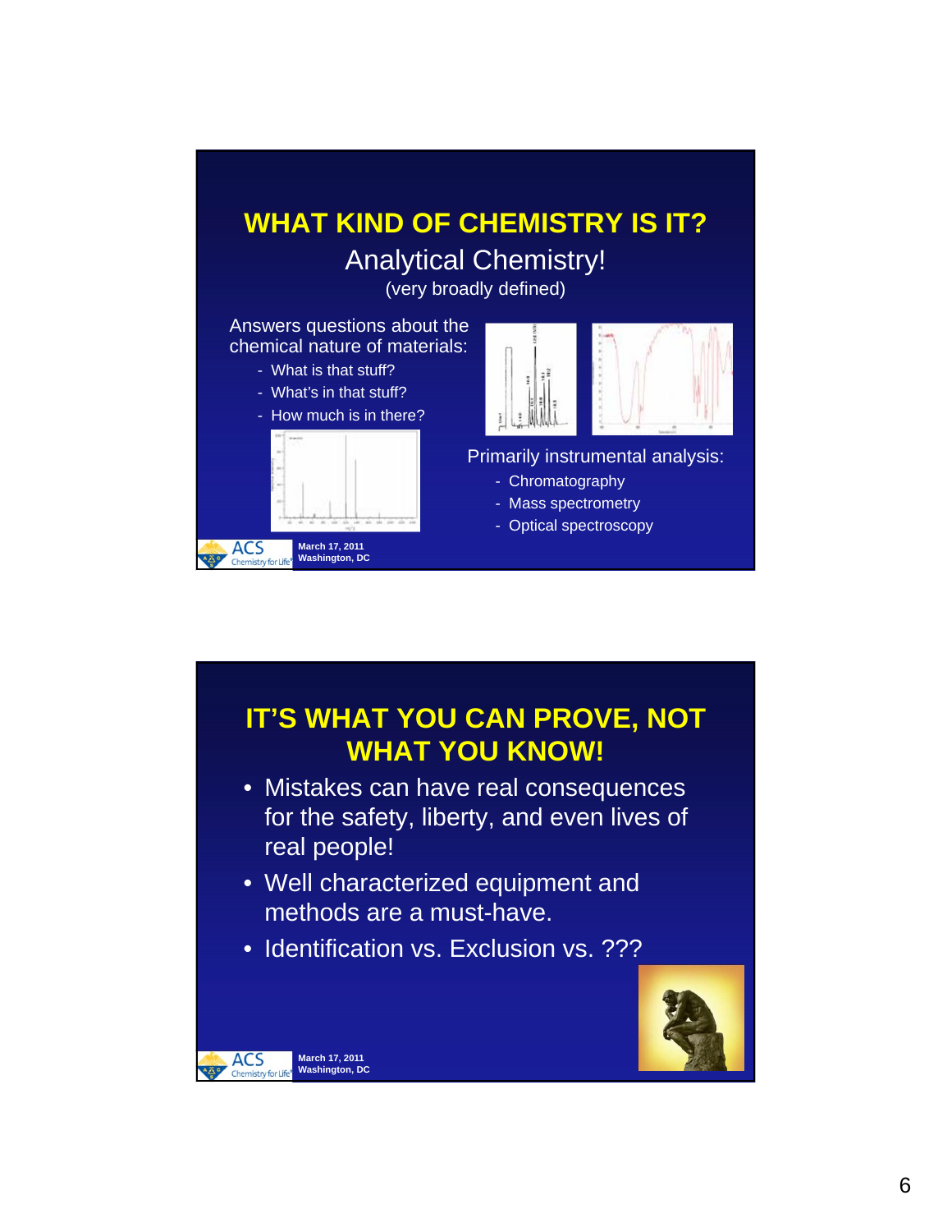## WHAT KIND OF CHEMISTRY IS IT?

Analytical Chemistry!

(very broadly defined)

Answers questions about the chemical nature of materials:

- What is that stuff?
- What's in that stuff?
- How much is in there?

Primarily instrumental analysis:

- Chromatography
- Mass spectrometry
- Optical spectroscopy

March 17, 2011
Washington, DC

## IT'S WHAT YOU CAN PROVE, NOT WHAT YOU KNOW!

- Mistakes can have real consequences for the safety, liberty, and even lives of real people!
- Well characterized equipment and methods are a must-have.
- Identification vs. Exclusion vs. ???

March 17, 2011
Washington, DC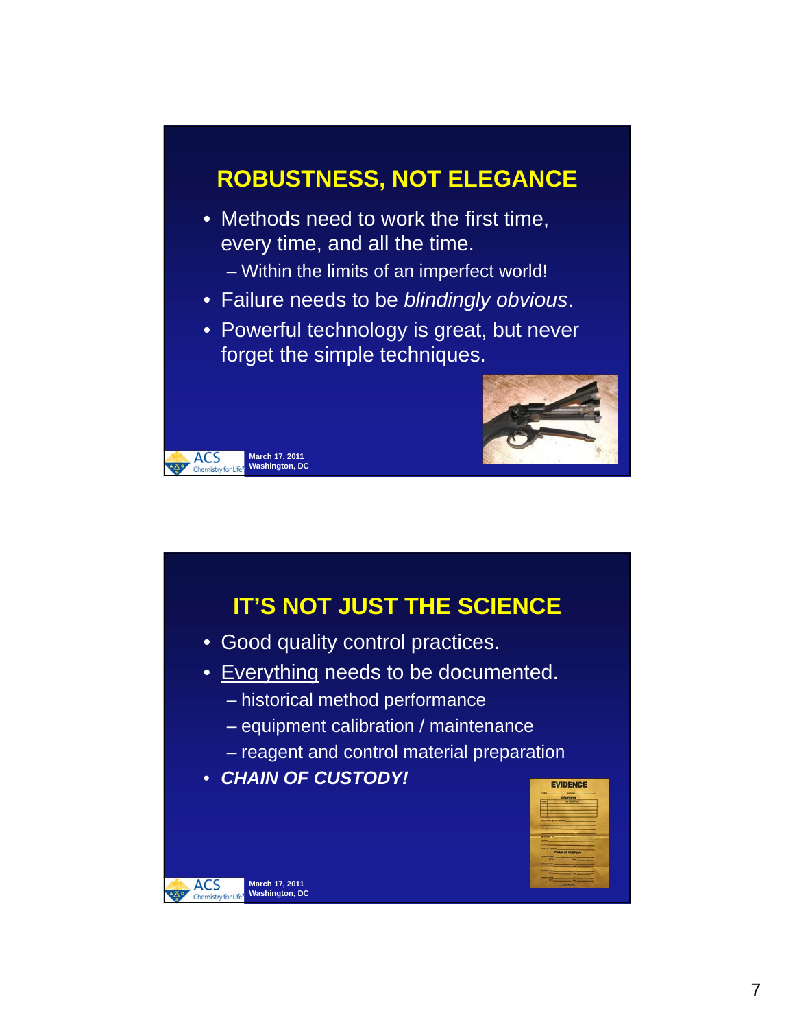## ROBUSTNESS, NOT ELEGANCE

- Methods need to work the first time, every time, and all the time.
  - Within the limits of an imperfect world!
- Failure needs to be *blindingly obvious*.
- Powerful technology is great, but never forget the simple techniques.

March 17, 2011
Washington, DC

## IT'S NOT JUST THE SCIENCE

- Good quality control practices.
- Everything needs to be documented.
  - historical method performance
  - equipment calibration / maintenance
  - reagent and control material preparation
- ***CHAIN OF CUSTODY!***

March 17, 2011
Washington, DC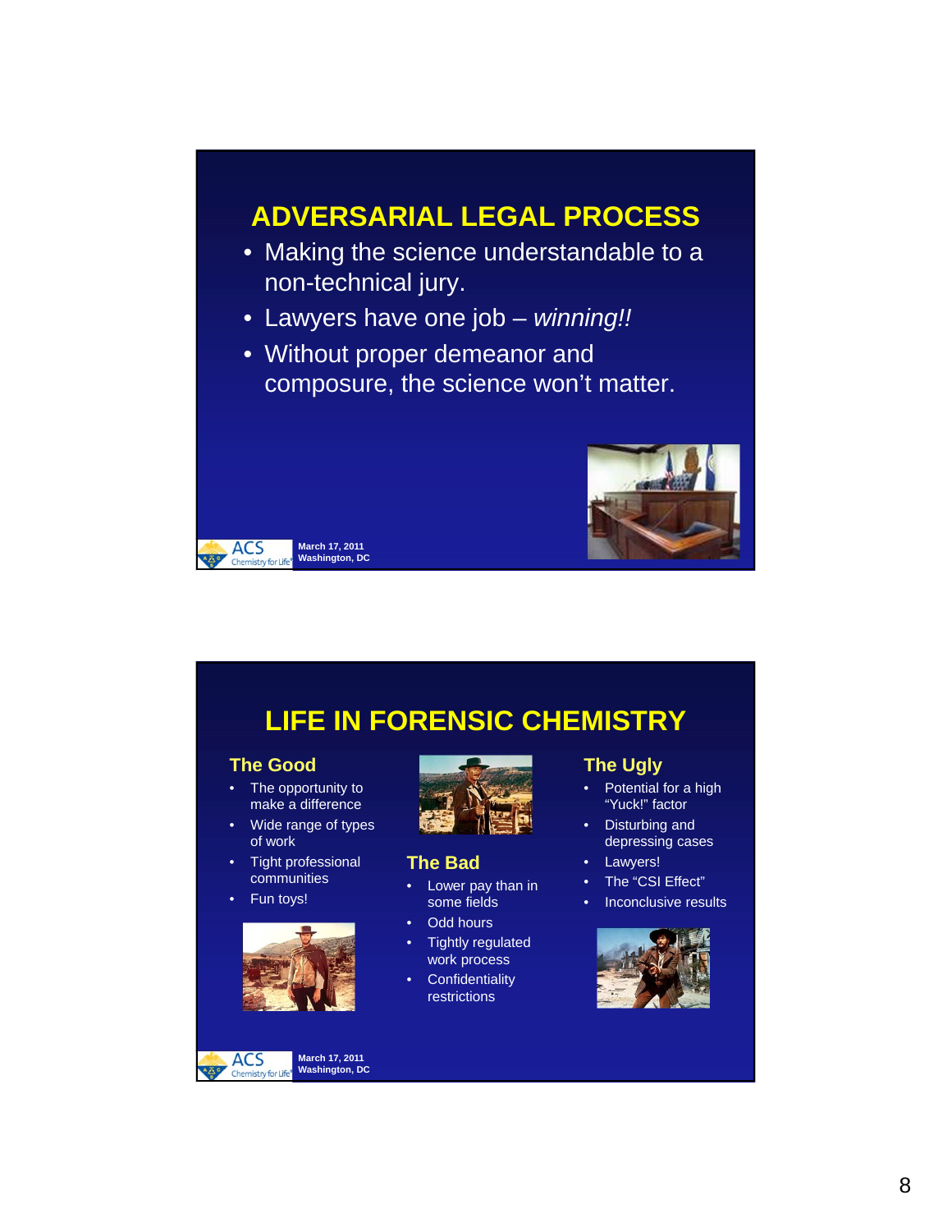## ADVERSARIAL LEGAL PROCESS

- Making the science understandable to a non-technical jury.
- Lawyers have one job – *winning!!*
- Without proper demeanor and composure, the science won't matter.

March 17, 2011
Washington, DC

## LIFE IN FORENSIC CHEMISTRY

### The Good

- The opportunity to make a difference
- Wide range of types of work
- Tight professional communities
- Fun toys!

### The Bad

- Lower pay than in some fields
- Odd hours
- Tightly regulated work process
- Confidentiality restrictions

### The Ugly

- Potential for a high "Yuck!" factor
- Disturbing and depressing cases
- Lawyers!
- The "CSI Effect"
- Inconclusive results

March 17, 2011
Washington, DC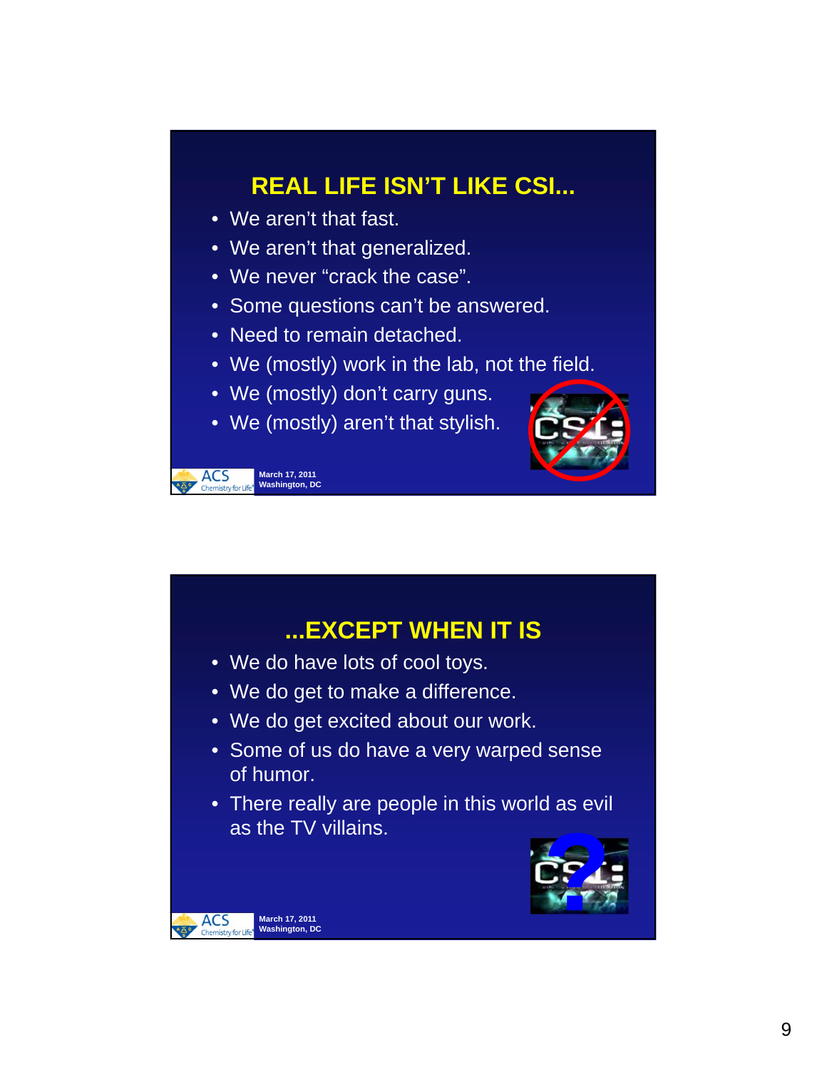## REAL LIFE ISN'T LIKE CSI...

- We aren't that fast.
- We aren't that generalized.
- We never "crack the case".
- Some questions can't be answered.
- Need to remain detached.
- We (mostly) work in the lab, not the field.
- We (mostly) don't carry guns.
- We (mostly) aren't that stylish.

## ...EXCEPT WHEN IT IS

- We do have lots of cool toys.
- We do get to make a difference.
- We do get excited about our work.
- Some of us do have a very warped sense of humor.
- There really are people in this world as evil as the TV villains.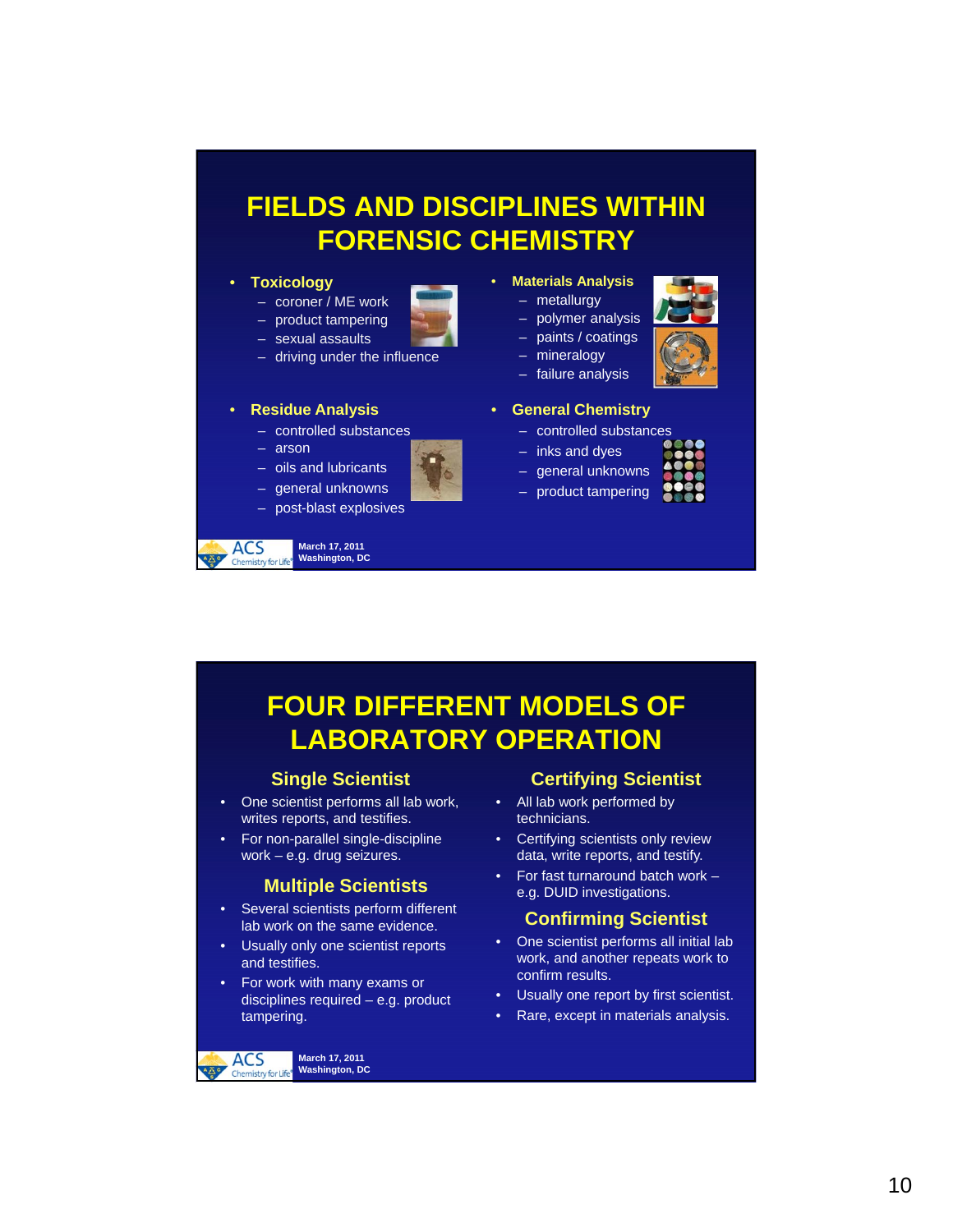# FIELDS AND DISCIPLINES WITHIN FORENSIC CHEMISTRY

- **Toxicology**
  - coroner / ME work
  - product tampering
  - sexual assaults
  - driving under the influence
- **Residue Analysis**
  - controlled substances
  - arson
  - oils and lubricants
  - general unknowns
  - post-blast explosives
- **Materials Analysis**
  - metallurgy
  - polymer analysis
  - paints / coatings
  - mineralogy
  - failure analysis
- **General Chemistry**
  - controlled substances
  - inks and dyes
  - general unknowns
  - product tampering

March 17, 2011
Washington, DC

# FOUR DIFFERENT MODELS OF LABORATORY OPERATION

## Single Scientist

- One scientist performs all lab work, writes reports, and testifies.
- For non-parallel single-discipline work – e.g. drug seizures.

## Multiple Scientists

- Several scientists perform different lab work on the same evidence.
- Usually only one scientist reports and testifies.
- For work with many exams or disciplines required – e.g. product tampering.

## Certifying Scientist

- All lab work performed by technicians.
- Certifying scientists only review data, write reports, and testify.
- For fast turnaround batch work – e.g. DUID investigations.

## Confirming Scientist

- One scientist performs all initial lab work, and another repeats work to confirm results.
- Usually one report by first scientist.
- Rare, except in materials analysis.

March 17, 2011
Washington, DC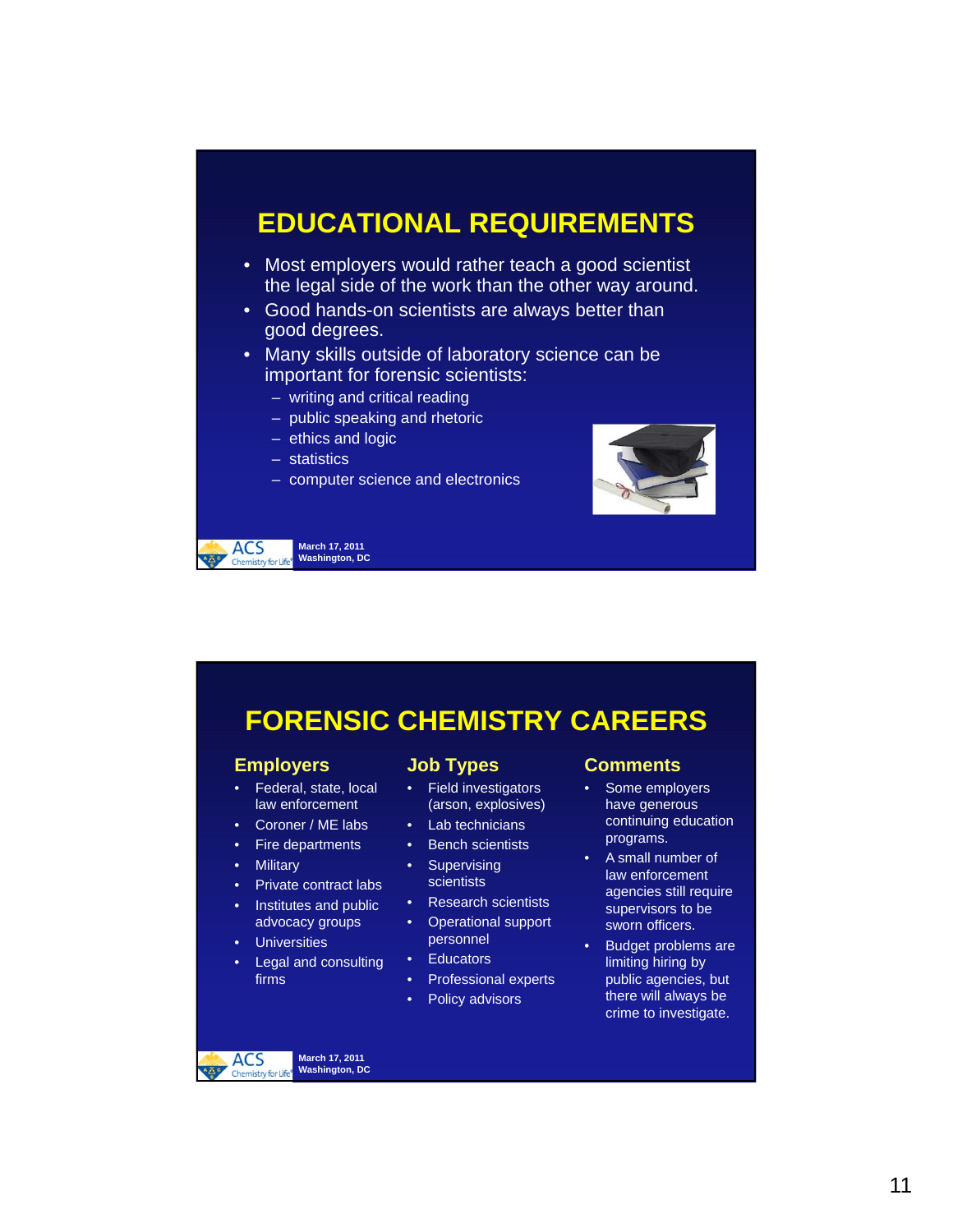# EDUCATIONAL REQUIREMENTS

- Most employers would rather teach a good scientist the legal side of the work than the other way around.
- Good hands-on scientists are always better than good degrees.
- Many skills outside of laboratory science can be important for forensic scientists:
  - writing and critical reading
  - public speaking and rhetoric
  - ethics and logic
  - statistics
  - computer science and electronics

March 17, 2011
Washington, DC

# FORENSIC CHEMISTRY CAREERS

## Employers

- Federal, state, local law enforcement
- Coroner / ME labs
- Fire departments
- Military
- Private contract labs
- Institutes and public advocacy groups
- Universities
- Legal and consulting firms

## Job Types

- Field investigators (arson, explosives)
- Lab technicians
- Bench scientists
- Supervising scientists
- Research scientists
- Operational support personnel
- Educators
- Professional experts
- Policy advisors

## Comments

- Some employers have generous continuing education programs.
- A small number of law enforcement agencies still require supervisors to be sworn officers.
- Budget problems are limiting hiring by public agencies, but there will always be crime to investigate.

March 17, 2011
Washington, DC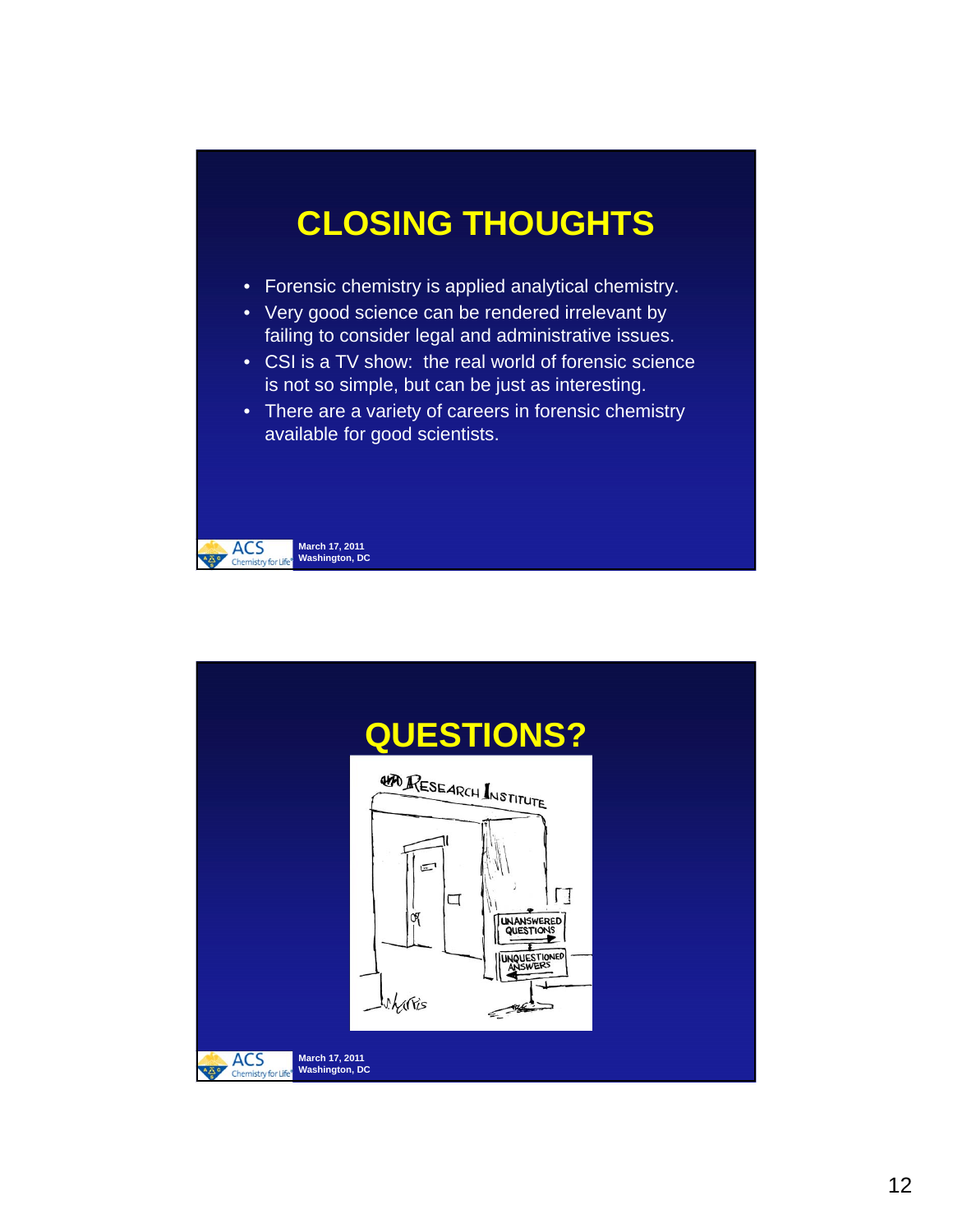# CLOSING THOUGHTS

- Forensic chemistry is applied analytical chemistry.
- Very good science can be rendered irrelevant by failing to consider legal and administrative issues.
- CSI is a TV show: the real world of forensic science is not so simple, but can be just as interesting.
- There are a variety of careers in forensic chemistry available for good scientists.

March 17, 2011
Washington, DC

# QUESTIONS?

March 17, 2011
Washington, DC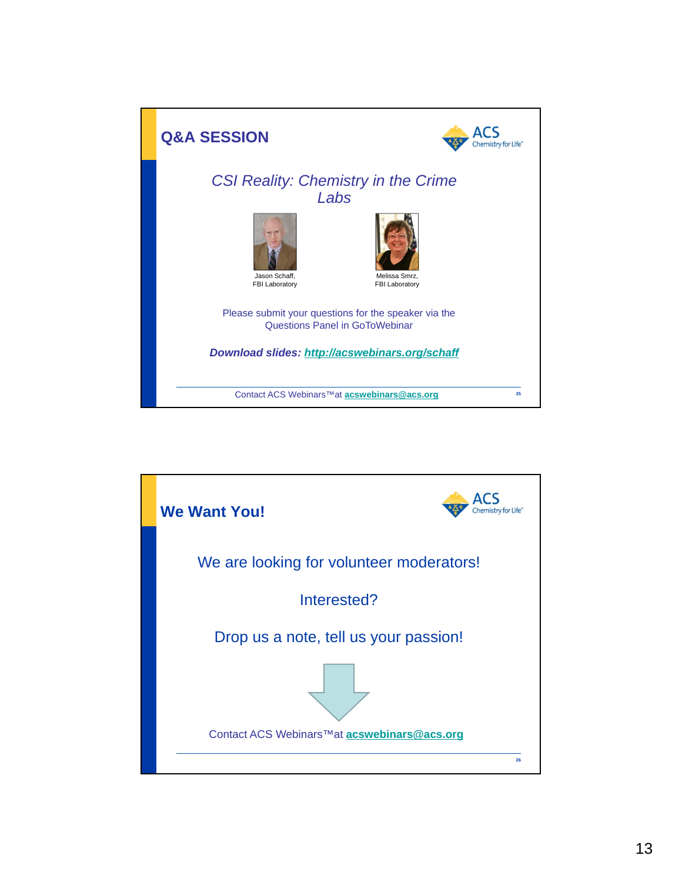## Q&A SESSION

*CSI Reality: Chemistry in the Crime Labs*

Jason Schaff,
FBI Laboratory

Melissa Smrz,
FBI Laboratory

Please submit your questions for the speaker via the Questions Panel in GoToWebinar

***Download slides: http://acswebinars.org/schaff***

Contact ACS Webinars™ at **acswebinars@acs.org**

---

## We Want You!

We are looking for volunteer moderators!

Interested?

Drop us a note, tell us your passion!

Contact ACS Webinars™ at **acswebinars@acs.org**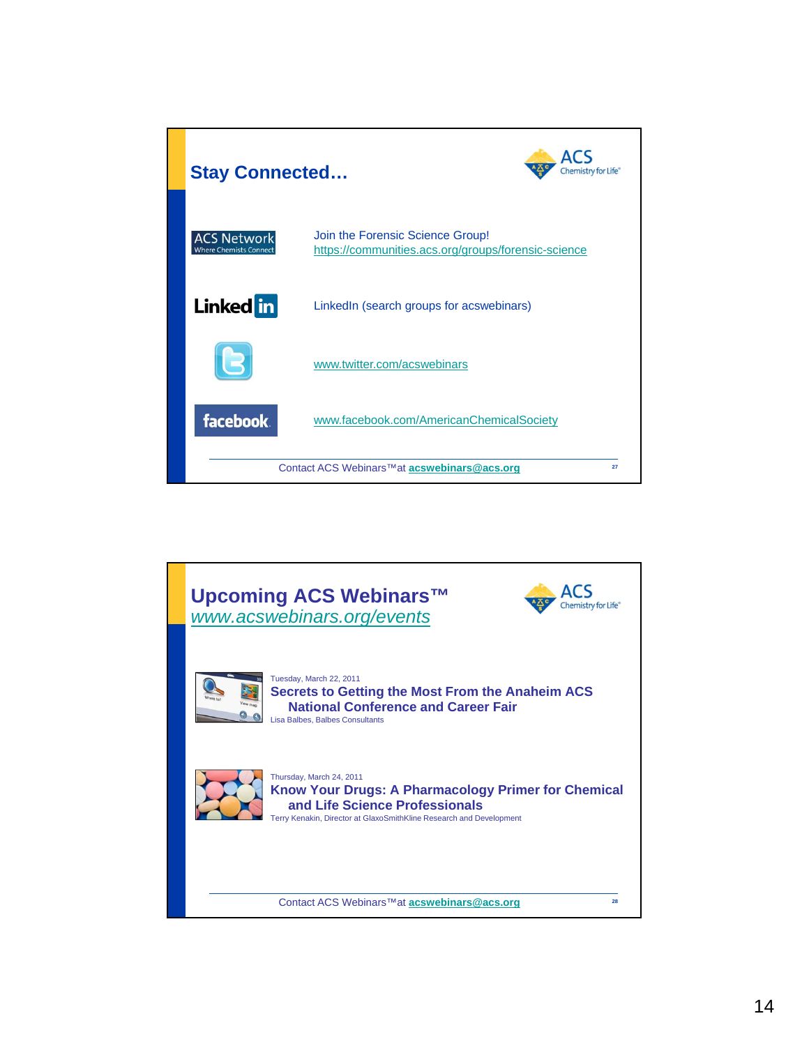## Stay Connected…

ACS Network — Where Chemists Connect

Join the Forensic Science Group!
https://communities.acs.org/groups/forensic-science

LinkedIn (search groups for acswebinars)

www.twitter.com/acswebinars

www.facebook.com/AmericanChemicalSociety

Contact ACS Webinars™ at **acswebinars@acs.org**

## Upcoming ACS Webinars™

*www.acswebinars.org/events*

Tuesday, March 22, 2011
**Secrets to Getting the Most From the Anaheim ACS National Conference and Career Fair**
Lisa Balbes, Balbes Consultants

Thursday, March 24, 2011
**Know Your Drugs: A Pharmacology Primer for Chemical and Life Science Professionals**
Terry Kenakin, Director at GlaxoSmithKline Research and Development

Contact ACS Webinars™ at **acswebinars@acs.org**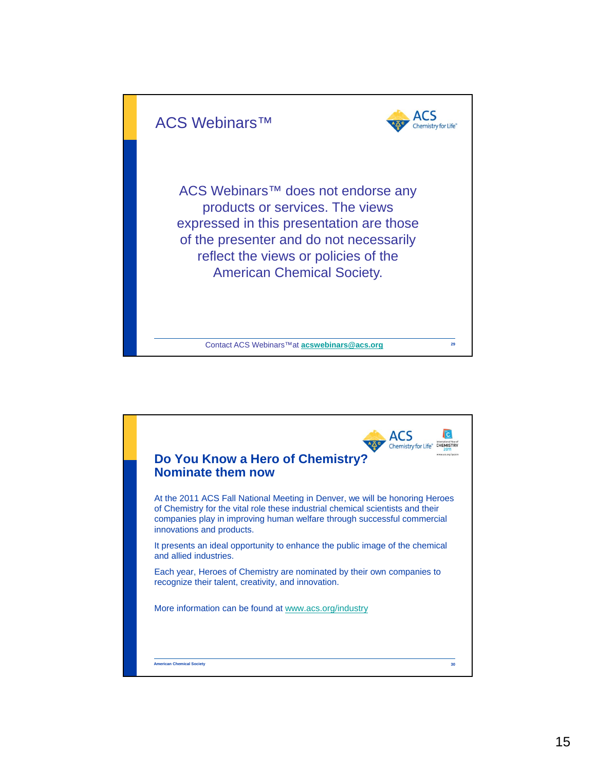## ACS Webinars™

ACS Webinars™ does not endorse any products or services. The views expressed in this presentation are those of the presenter and do not necessarily reflect the views or policies of the American Chemical Society.

Contact ACS Webinars™ at **acswebinars@acs.org**

## Do You Know a Hero of Chemistry? Nominate them now

At the 2011 ACS Fall National Meeting in Denver, we will be honoring Heroes of Chemistry for the vital role these industrial chemical scientists and their companies play in improving human welfare through successful commercial innovations and products.

It presents an ideal opportunity to enhance the public image of the chemical and allied industries.

Each year, Heroes of Chemistry are nominated by their own companies to recognize their talent, creativity, and innovation.

More information can be found at www.acs.org/industry